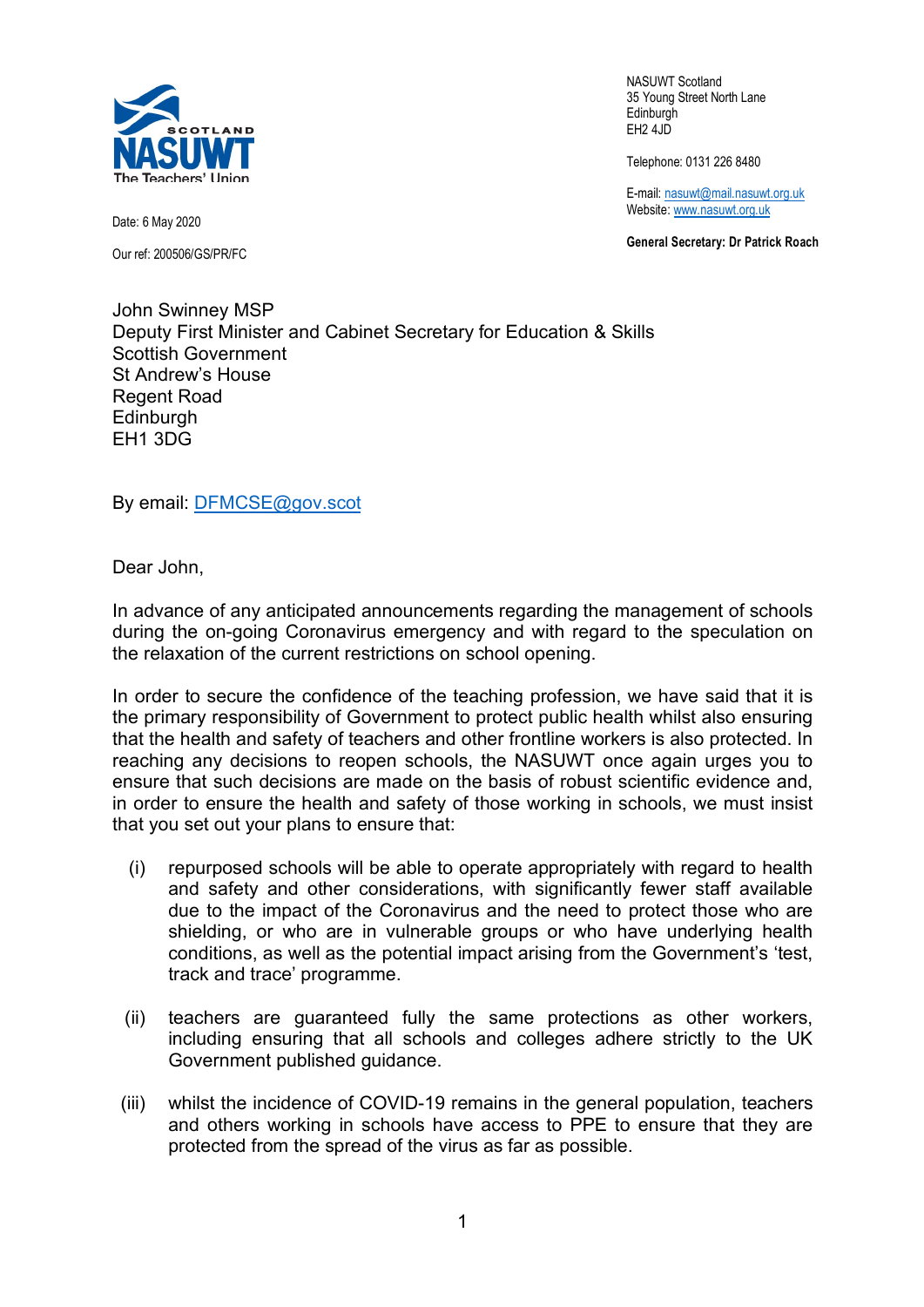NASUWT Scotland
35 Young Street North Lane
Edinburgh
EH2 4JD

Telephone: 0131 226 8480

E-mail: nasuwt@mail.nasuwt.org.uk
Website: www.nasuwt.org.uk

**General Secretary: Dr Patrick Roach**

Date: 6 May 2020

Our ref: 200506/GS/PR/FC

John Swinney MSP
Deputy First Minister and Cabinet Secretary for Education & Skills
Scottish Government
St Andrew's House
Regent Road
Edinburgh
EH1 3DG

By email: DFMCSE@gov.scot

Dear John,

In advance of any anticipated announcements regarding the management of schools during the on-going Coronavirus emergency and with regard to the speculation on the relaxation of the current restrictions on school opening.

In order to secure the confidence of the teaching profession, we have said that it is the primary responsibility of Government to protect public health whilst also ensuring that the health and safety of teachers and other frontline workers is also protected. In reaching any decisions to reopen schools, the NASUWT once again urges you to ensure that such decisions are made on the basis of robust scientific evidence and, in order to ensure the health and safety of those working in schools, we must insist that you set out your plans to ensure that:

(i) repurposed schools will be able to operate appropriately with regard to health and safety and other considerations, with significantly fewer staff available due to the impact of the Coronavirus and the need to protect those who are shielding, or who are in vulnerable groups or who have underlying health conditions, as well as the potential impact arising from the Government's 'test, track and trace' programme.

(ii) teachers are guaranteed fully the same protections as other workers, including ensuring that all schools and colleges adhere strictly to the UK Government published guidance.

(iii) whilst the incidence of COVID-19 remains in the general population, teachers and others working in schools have access to PPE to ensure that they are protected from the spread of the virus as far as possible.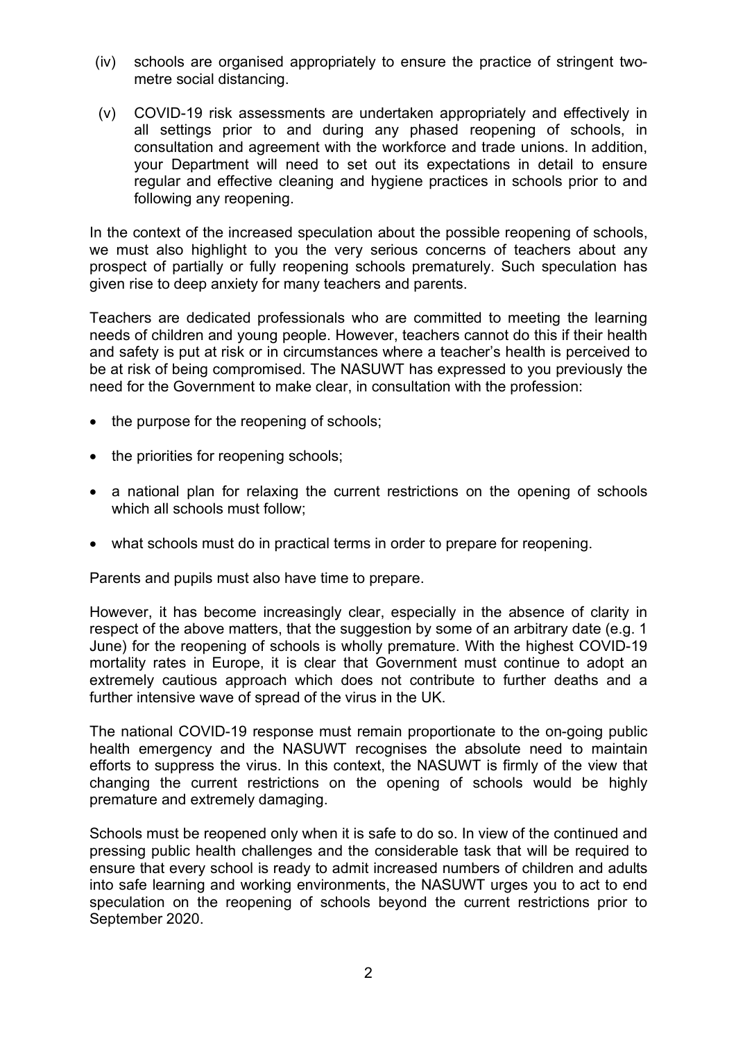(iv) schools are organised appropriately to ensure the practice of stringent two-metre social distancing.

(v) COVID-19 risk assessments are undertaken appropriately and effectively in all settings prior to and during any phased reopening of schools, in consultation and agreement with the workforce and trade unions. In addition, your Department will need to set out its expectations in detail to ensure regular and effective cleaning and hygiene practices in schools prior to and following any reopening.

In the context of the increased speculation about the possible reopening of schools, we must also highlight to you the very serious concerns of teachers about any prospect of partially or fully reopening schools prematurely. Such speculation has given rise to deep anxiety for many teachers and parents.

Teachers are dedicated professionals who are committed to meeting the learning needs of children and young people. However, teachers cannot do this if their health and safety is put at risk or in circumstances where a teacher's health is perceived to be at risk of being compromised. The NASUWT has expressed to you previously the need for the Government to make clear, in consultation with the profession:

- the purpose for the reopening of schools;
- the priorities for reopening schools;
- a national plan for relaxing the current restrictions on the opening of schools which all schools must follow;
- what schools must do in practical terms in order to prepare for reopening.

Parents and pupils must also have time to prepare.

However, it has become increasingly clear, especially in the absence of clarity in respect of the above matters, that the suggestion by some of an arbitrary date (e.g. 1 June) for the reopening of schools is wholly premature. With the highest COVID-19 mortality rates in Europe, it is clear that Government must continue to adopt an extremely cautious approach which does not contribute to further deaths and a further intensive wave of spread of the virus in the UK.

The national COVID-19 response must remain proportionate to the on-going public health emergency and the NASUWT recognises the absolute need to maintain efforts to suppress the virus. In this context, the NASUWT is firmly of the view that changing the current restrictions on the opening of schools would be highly premature and extremely damaging.

Schools must be reopened only when it is safe to do so. In view of the continued and pressing public health challenges and the considerable task that will be required to ensure that every school is ready to admit increased numbers of children and adults into safe learning and working environments, the NASUWT urges you to act to end speculation on the reopening of schools beyond the current restrictions prior to September 2020.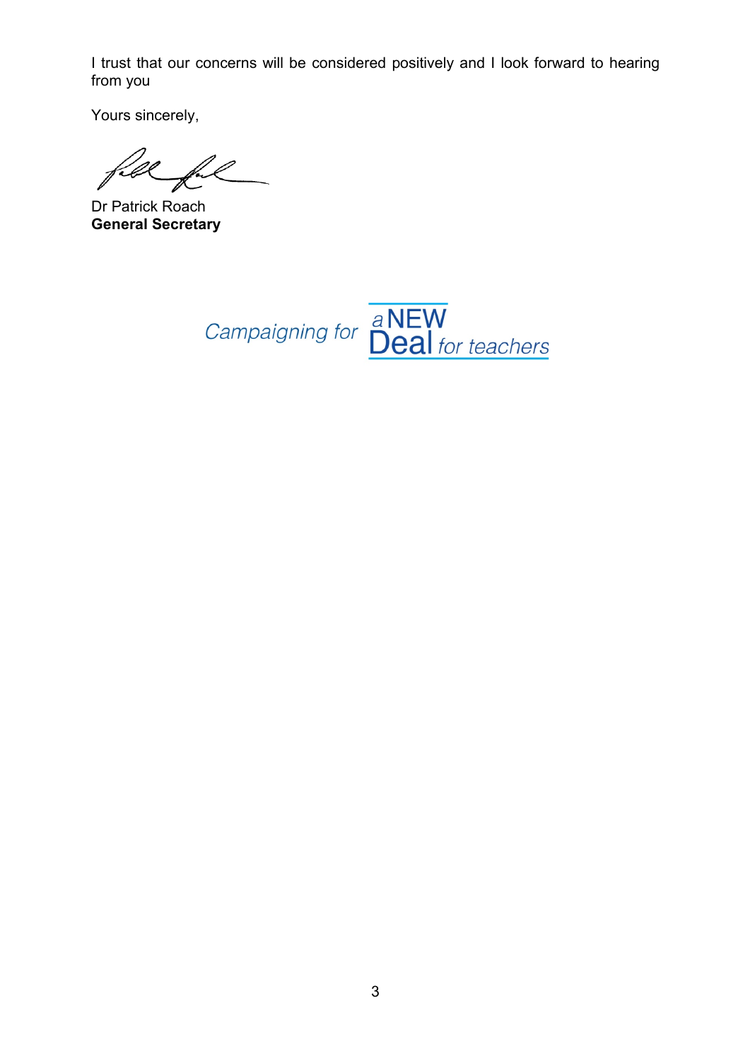I trust that our concerns will be considered positively and I look forward to hearing from you

Yours sincerely,

Dr Patrick Roach
**General Secretary**

*Campaigning for* *a* NEW Deal *for teachers*